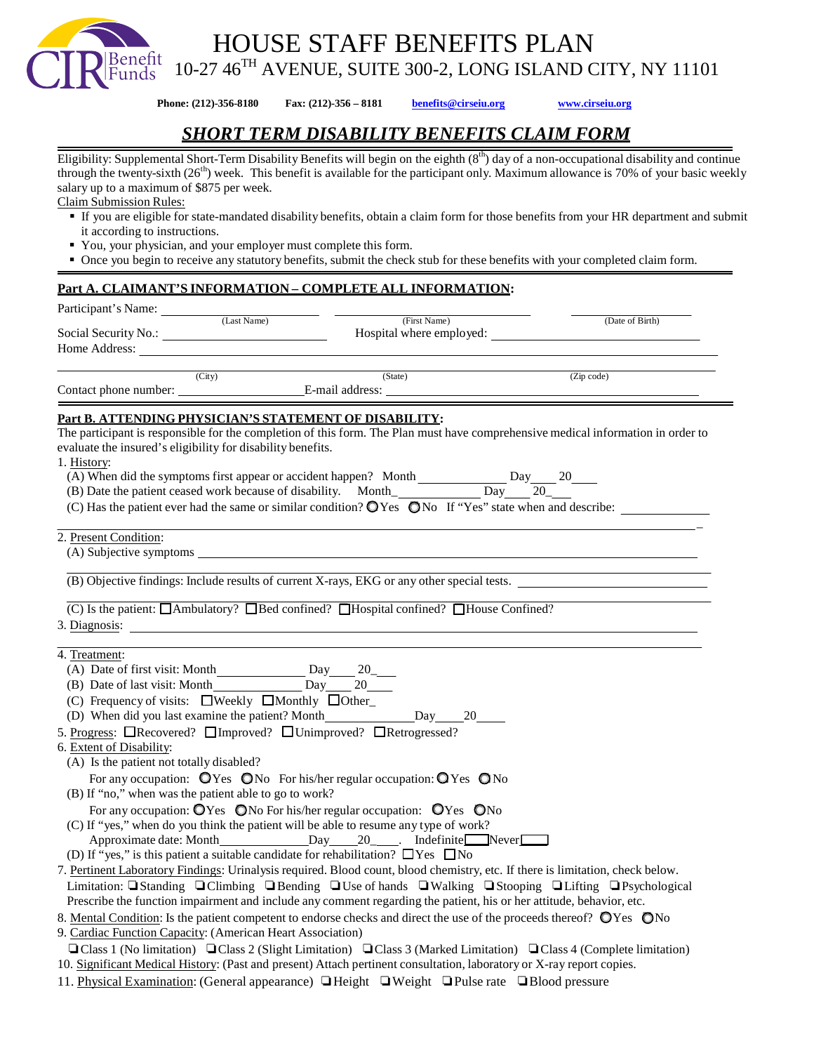# HOUSE STAFF BENEFITS PLAN

10-27 46TH AVENUE, SUITE 300-2, LONG ISLAND CITY, NY 11101

**Phone: (212)-356-8180** **Fax: (212)-356 – 8181** **benefits@cirseiu.org** **www.cirseiu.org**

## *SHORT TERM DISABILITY BENEFITS CLAIM FORM*

Eligibility: Supplemental Short-Term Disability Benefits will begin on the eighth (8th) day of a non-occupational disability and continue through the twenty-sixth (26th) week. This benefit is available for the participant only. Maximum allowance is 70% of your basic weekly salary up to a maximum of $875 per week.

Claim Submission Rules:

- If you are eligible for state-mandated disability benefits, obtain a claim form for those benefits from your HR department and submit it according to instructions.
- You, your physician, and your employer must complete this form.
- Once you begin to receive any statutory benefits, submit the check stub for these benefits with your completed claim form.

### Part A. CLAIMANT'S INFORMATION – COMPLETE ALL INFORMATION:

Participant's Name: ____________________ ____________________ ____________________
(Last Name) (First Name) (Date of Birth)

Social Security No.: ____________________ Hospital where employed: ____________________

Home Address: ________________________________________

____________________ ____________________ ____________________
(City) (State) (Zip code)

Contact phone number: ____________________ E-mail address: ____________________

### Part B. ATTENDING PHYSICIAN'S STATEMENT OF DISABILITY:

The participant is responsible for the completion of this form. The Plan must have comprehensive medical information in order to evaluate the insured's eligibility for disability benefits.

1. History:
   (A) When did the symptoms first appear or accident happen? Month __________ Day ____ 20____
   (B) Date the patient ceased work because of disability. Month__________ Day____ 20____
   (C) Has the patient ever had the same or similar condition? ○ Yes ○ No If "Yes" state when and describe: __________

2. Present Condition:
   (A) Subjective symptoms ____________________
   (B) Objective findings: Include results of current X-rays, EKG or any other special tests. ____________________
   (C) Is the patient: ☐ Ambulatory? ☐ Bed confined? ☐ Hospital confined? ☐ House Confined?

3. Diagnosis: ____________________

4. Treatment:
   (A) Date of first visit: Month __________ Day____ 20____
   (B) Date of last visit: Month __________ Day____ 20____
   (C) Frequency of visits: ☐ Weekly ☐ Monthly ☐ Other____
   (D) When did you last examine the patient? Month __________ Day____ 20____

5. Progress: ☐ Recovered? ☐ Improved? ☐ Unimproved? ☐ Retrogressed?

6. Extent of Disability:
   (A) Is the patient not totally disabled?
   For any occupation: ○ Yes ○ No For his/her regular occupation: ○ Yes ○ No
   (B) If "no," when was the patient able to go to work?
   For any occupation: ○ Yes ○ No For his/her regular occupation: ○ Yes ○ No
   (C) If "yes," when do you think the patient will be able to resume any type of work?
   Approximate date: Month __________ Day____ 20____. Indefinite ☐ Never ☐
   (D) If "yes," is this patient a suitable candidate for rehabilitation? ☐ Yes ☐ No

7. Pertinent Laboratory Findings: Urinalysis required. Blood count, blood chemistry, etc. If there is limitation, check below.
   Limitation: ☐ Standing ☐ Climbing ☐ Bending ☐ Use of hands ☐ Walking ☐ Stooping ☐ Lifting ☐ Psychological
   Prescribe the function impairment and include any comment regarding the patient, his or her attitude, behavior, etc.

8. Mental Condition: Is the patient competent to endorse checks and direct the use of the proceeds thereof? ○ Yes ○ No

9. Cardiac Function Capacity: (American Heart Association)
   ☐ Class 1 (No limitation) ☐ Class 2 (Slight Limitation) ☐ Class 3 (Marked Limitation) ☐ Class 4 (Complete limitation)

10. Significant Medical History: (Past and present) Attach pertinent consultation, laboratory or X-ray report copies.

11. Physical Examination: (General appearance) ☐ Height ☐ Weight ☐ Pulse rate ☐ Blood pressure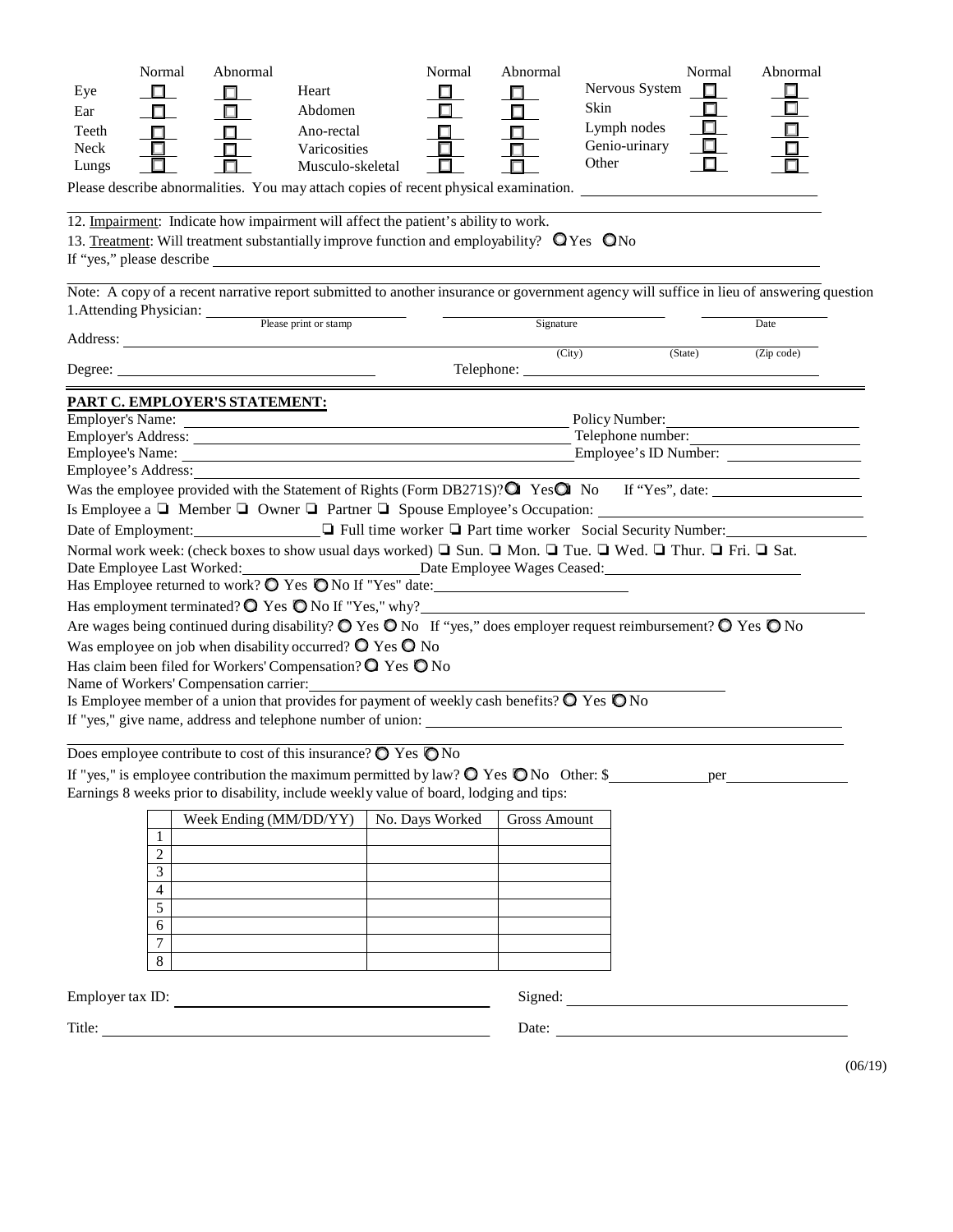| | Normal | Abnormal | | Normal | Abnormal | | Normal | Abnormal |
|---|---|---|---|---|---|---|---|---|
| Eye | ☐ | ☐ | Heart | ☐ | ☐ | Nervous System | ☐ | ☐ |
| Ear | ☐ | ☐ | Abdomen | ☐ | ☐ | Skin | ☐ | ☐ |
| Teeth | ☐ | ☐ | Ano-rectal | ☐ | ☐ | Lymph nodes | ☐ | ☐ |
| Neck | ☐ | ☐ | Varicosities | ☐ | ☐ | Genio-urinary | ☐ | ☐ |
| Lungs | ☐ | ☐ | Musculo-skeletal | ☐ | ☐ | Other | ☐ | ☐ |

Please describe abnormalities. You may attach copies of recent physical examination. ______________________________

12. Impairment: Indicate how impairment will affect the patient's ability to work.

13. Treatment: Will treatment substantially improve function and employability? ○ Yes ○ No

If "yes," please describe ______________________________

Note: A copy of a recent narrative report submitted to another insurance or government agency will suffice in lieu of answering question

1.Attending Physician: ______________________________ (Please print or stamp) ______________________________ (Signature) ______________ (Date)

Address: ______________________________ (City) (State) (Zip code)

Degree: ______________________________ Telephone: ______________________________

## PART C. EMPLOYER'S STATEMENT:

Employer's Name: ______________________________ Policy Number: ______________

Employer's Address: ______________________________ Telephone number: ______________

Employee's Name: ______________________________ Employee's ID Number: ______________

Employee's Address: ______________________________

Was the employee provided with the Statement of Rights (Form DB271S)? ○ Yes ○ No If "Yes", date: ______________

Is Employee a ☐ Member ☐ Owner ☐ Partner ☐ Spouse Employee's Occupation: ______________

Date of Employment: ______________ ☐ Full time worker ☐ Part time worker Social Security Number: ______________

Normal work week: (check boxes to show usual days worked) ☐ Sun. ☐ Mon. ☐ Tue. ☐ Wed. ☐ Thur. ☐ Fri. ☐ Sat.

Date Employee Last Worked: ______________ Date Employee Wages Ceased: ______________

Has Employee returned to work? ○ Yes ○ No If "Yes" date: ______________

Has employment terminated? ○ Yes ○ No If "Yes," why? ______________

Are wages being continued during disability? ○ Yes ○ No If "yes," does employer request reimbursement? ○ Yes ○ No

Was employee on job when disability occurred? ○ Yes ○ No

Has claim been filed for Workers' Compensation? ○ Yes ○ No

Name of Workers' Compensation carrier: ______________

Is Employee member of a union that provides for payment of weekly cash benefits? ○ Yes ○ No

If "yes," give name, address and telephone number of union: ______________

Does employee contribute to cost of this insurance? ○ Yes ○ No

If "yes," is employee contribution the maximum permitted by law? ○ Yes ○ No Other: $__________ per__________

Earnings 8 weeks prior to disability, include weekly value of board, lodging and tips:

| | Week Ending (MM/DD/YY) | No. Days Worked | Gross Amount |
|---|---|---|---|
| 1 | | | |
| 2 | | | |
| 3 | | | |
| 4 | | | |
| 5 | | | |
| 6 | | | |
| 7 | | | |
| 8 | | | |

Employer tax ID: ______________________________ Signed: ______________________________

Title: ______________________________ Date: ______________________________

(06/19)